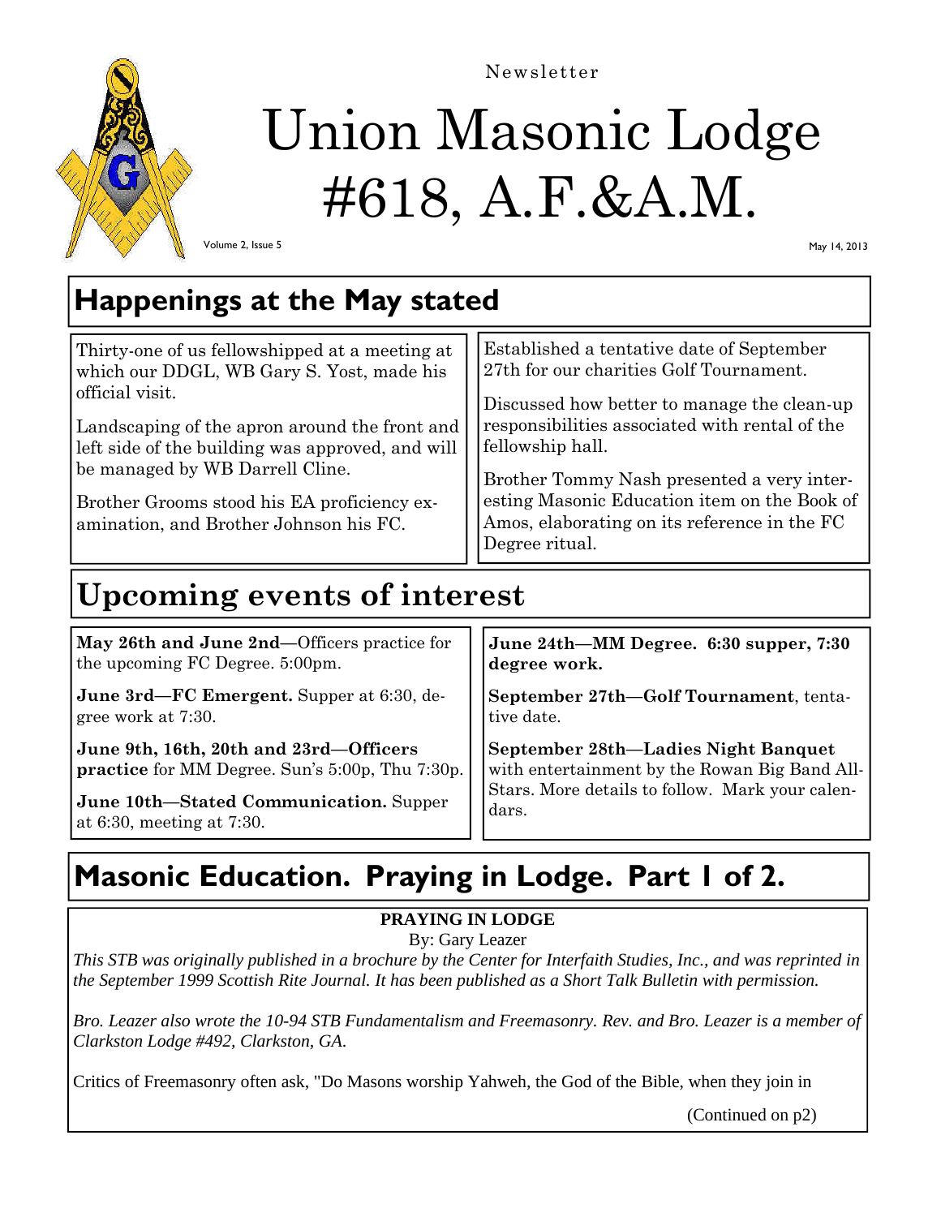Newsletter

# Union Masonic Lodge #618, A.F.&A.M.

Volume 2, Issue 5

May 14, 2013

## Happenings at the May stated

Thirty-one of us fellowshipped at a meeting at which our DDGL, WB Gary S. Yost, made his official visit.

Landscaping of the apron around the front and left side of the building was approved, and will be managed by WB Darrell Cline.

Brother Grooms stood his EA proficiency examination, and Brother Johnson his FC.

Established a tentative date of September 27th for our charities Golf Tournament.

Discussed how better to manage the clean-up responsibilities associated with rental of the fellowship hall.

Brother Tommy Nash presented a very interesting Masonic Education item on the Book of Amos, elaborating on its reference in the FC Degree ritual.

## Upcoming events of interest

**May 26th and June 2nd**—Officers practice for the upcoming FC Degree. 5:00pm.

**June 3rd—FC Emergent.** Supper at 6:30, degree work at 7:30.

**June 9th, 16th, 20th and 23rd—Officers practice** for MM Degree. Sun's 5:00p, Thu 7:30p.

**June 10th—Stated Communication.** Supper at 6:30, meeting at 7:30.

**June 24th—MM Degree. 6:30 supper, 7:30 degree work.**

**September 27th—Golf Tournament**, tentative date.

**September 28th—Ladies Night Banquet** with entertainment by the Rowan Big Band All-Stars. More details to follow. Mark your calendars.

## Masonic Education. Praying in Lodge. Part 1 of 2.

**PRAYING IN LODGE**

By: Gary Leazer

*This STB was originally published in a brochure by the Center for Interfaith Studies, Inc., and was reprinted in the September 1999 Scottish Rite Journal. It has been published as a Short Talk Bulletin with permission.*

*Bro. Leazer also wrote the 10-94 STB Fundamentalism and Freemasonry. Rev. and Bro. Leazer is a member of Clarkston Lodge #492, Clarkston, GA.*

Critics of Freemasonry often ask, "Do Masons worship Yahweh, the God of the Bible, when they join in

(Continued on p2)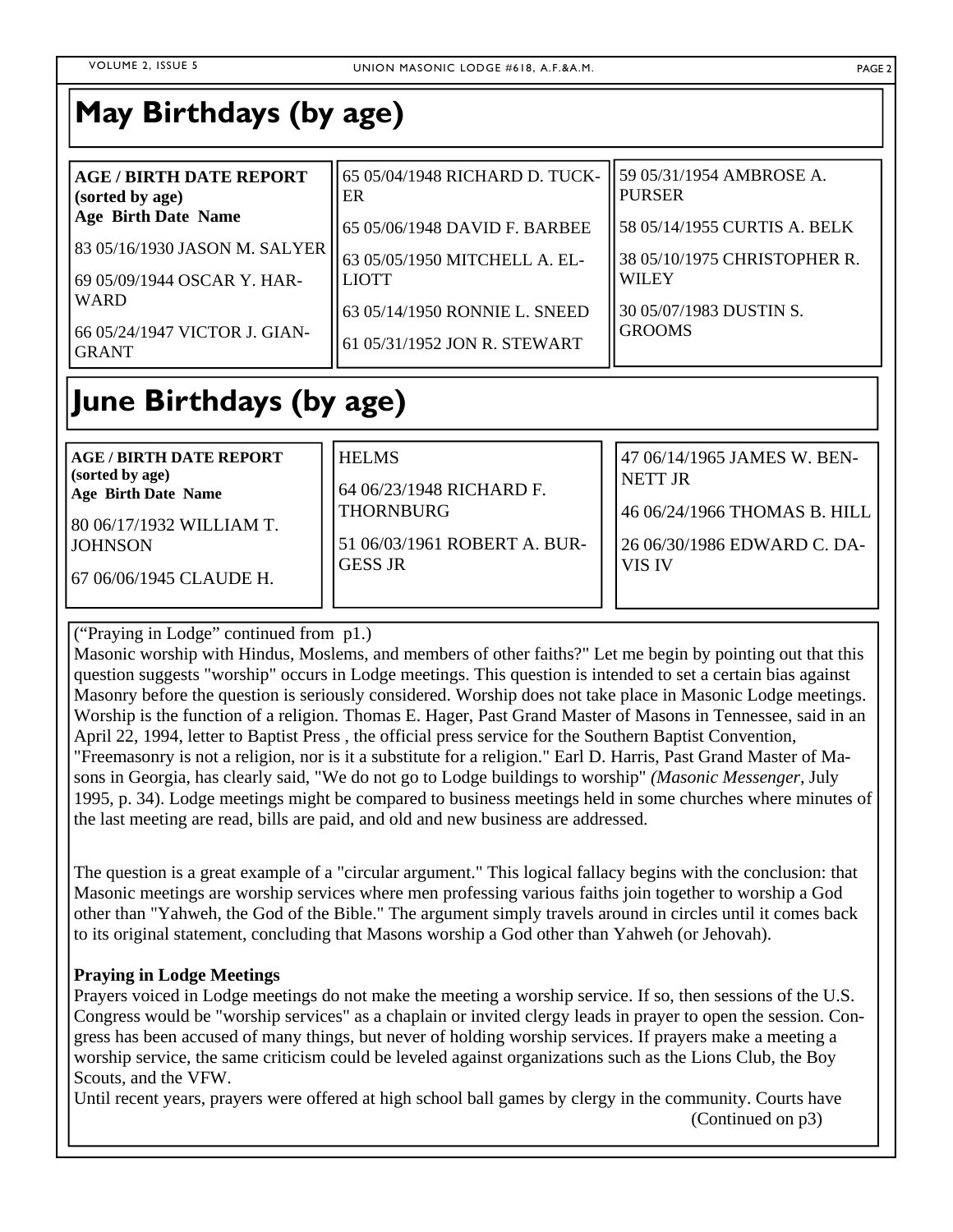## May Birthdays (by age)

**AGE / BIRTH DATE REPORT (sorted by age)**
**Age Birth Date Name**

83 05/16/1930 JASON M. SALYER

69 05/09/1944 OSCAR Y. HARWARD

66 05/24/1947 VICTOR J. GIANGRANT

65 05/04/1948 RICHARD D. TUCKER

65 05/06/1948 DAVID F. BARBEE

63 05/05/1950 MITCHELL A. ELLIOTT

63 05/14/1950 RONNIE L. SNEED

61 05/31/1952 JON R. STEWART

59 05/31/1954 AMBROSE A. PURSER

58 05/14/1955 CURTIS A. BELK

38 05/10/1975 CHRISTOPHER R. WILEY

30 05/07/1983 DUSTIN S. GROOMS

## June Birthdays (by age)

**AGE / BIRTH DATE REPORT (sorted by age)**
**Age Birth Date Name**

80 06/17/1932 WILLIAM T. JOHNSON

67 06/06/1945 CLAUDE H. HELMS

64 06/23/1948 RICHARD F. THORNBURG

51 06/03/1961 ROBERT A. BURGESS JR

47 06/14/1965 JAMES W. BENNETT JR

46 06/24/1966 THOMAS B. HILL

26 06/30/1986 EDWARD C. DAVIS IV

("Praying in Lodge" continued from p1.)

Masonic worship with Hindus, Moslems, and members of other faiths?" Let me begin by pointing out that this question suggests "worship" occurs in Lodge meetings. This question is intended to set a certain bias against Masonry before the question is seriously considered. Worship does not take place in Masonic Lodge meetings. Worship is the function of a religion. Thomas E. Hager, Past Grand Master of Masons in Tennessee, said in an April 22, 1994, letter to Baptist Press , the official press service for the Southern Baptist Convention, "Freemasonry is not a religion, nor is it a substitute for a religion." Earl D. Harris, Past Grand Master of Masons in Georgia, has clearly said, "We do not go to Lodge buildings to worship" *(Masonic Messenger*, July 1995, p. 34). Lodge meetings might be compared to business meetings held in some churches where minutes of the last meeting are read, bills are paid, and old and new business are addressed.

The question is a great example of a "circular argument." This logical fallacy begins with the conclusion: that Masonic meetings are worship services where men professing various faiths join together to worship a God other than "Yahweh, the God of the Bible." The argument simply travels around in circles until it comes back to its original statement, concluding that Masons worship a God other than Yahweh (or Jehovah).

**Praying in Lodge Meetings**

Prayers voiced in Lodge meetings do not make the meeting a worship service. If so, then sessions of the U.S. Congress would be "worship services" as a chaplain or invited clergy leads in prayer to open the session. Congress has been accused of many things, but never of holding worship services. If prayers make a meeting a worship service, the same criticism could be leveled against organizations such as the Lions Club, the Boy Scouts, and the VFW.

Until recent years, prayers were offered at high school ball games by clergy in the community. Courts have

(Continued on p3)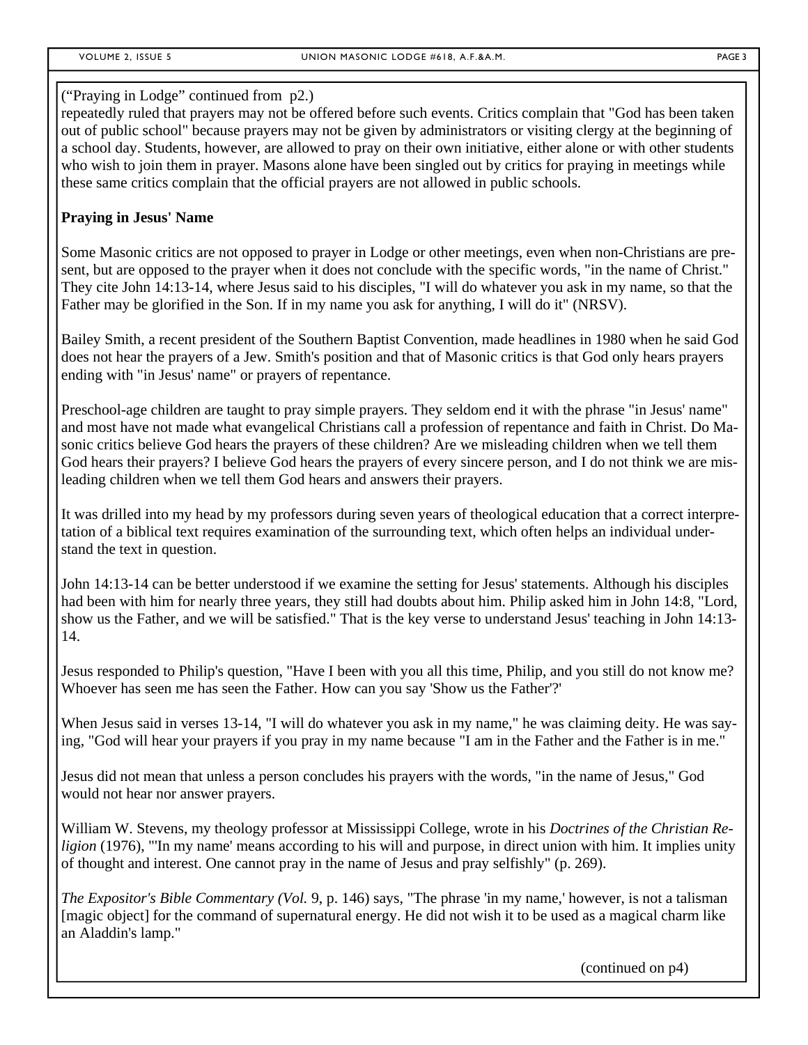("Praying in Lodge" continued from p2.)

repeatedly ruled that prayers may not be offered before such events. Critics complain that "God has been taken out of public school" because prayers may not be given by administrators or visiting clergy at the beginning of a school day. Students, however, are allowed to pray on their own initiative, either alone or with other students who wish to join them in prayer. Masons alone have been singled out by critics for praying in meetings while these same critics complain that the official prayers are not allowed in public schools.

**Praying in Jesus' Name**

Some Masonic critics are not opposed to prayer in Lodge or other meetings, even when non-Christians are present, but are opposed to the prayer when it does not conclude with the specific words, "in the name of Christ." They cite John 14:13-14, where Jesus said to his disciples, "I will do whatever you ask in my name, so that the Father may be glorified in the Son. If in my name you ask for anything, I will do it" (NRSV).

Bailey Smith, a recent president of the Southern Baptist Convention, made headlines in 1980 when he said God does not hear the prayers of a Jew. Smith's position and that of Masonic critics is that God only hears prayers ending with "in Jesus' name" or prayers of repentance.

Preschool-age children are taught to pray simple prayers. They seldom end it with the phrase "in Jesus' name" and most have not made what evangelical Christians call a profession of repentance and faith in Christ. Do Masonic critics believe God hears the prayers of these children? Are we misleading children when we tell them God hears their prayers? I believe God hears the prayers of every sincere person, and I do not think we are misleading children when we tell them God hears and answers their prayers.

It was drilled into my head by my professors during seven years of theological education that a correct interpretation of a biblical text requires examination of the surrounding text, which often helps an individual understand the text in question.

John 14:13-14 can be better understood if we examine the setting for Jesus' statements. Although his disciples had been with him for nearly three years, they still had doubts about him. Philip asked him in John 14:8, "Lord, show us the Father, and we will be satisfied." That is the key verse to understand Jesus' teaching in John 14:13-14.

Jesus responded to Philip's question, "Have I been with you all this time, Philip, and you still do not know me? Whoever has seen me has seen the Father. How can you say 'Show us the Father'?'

When Jesus said in verses 13-14, "I will do whatever you ask in my name," he was claiming deity. He was saying, "God will hear your prayers if you pray in my name because "I am in the Father and the Father is in me."

Jesus did not mean that unless a person concludes his prayers with the words, "in the name of Jesus," God would not hear nor answer prayers.

William W. Stevens, my theology professor at Mississippi College, wrote in his *Doctrines of the Christian Religion* (1976), "'In my name' means according to his will and purpose, in direct union with him. It implies unity of thought and interest. One cannot pray in the name of Jesus and pray selfishly" (p. 269).

*The Expositor's Bible Commentary (Vol.* 9, p. 146) says, "The phrase 'in my name,' however, is not a talisman [magic object] for the command of supernatural energy. He did not wish it to be used as a magical charm like an Aladdin's lamp."

(continued on p4)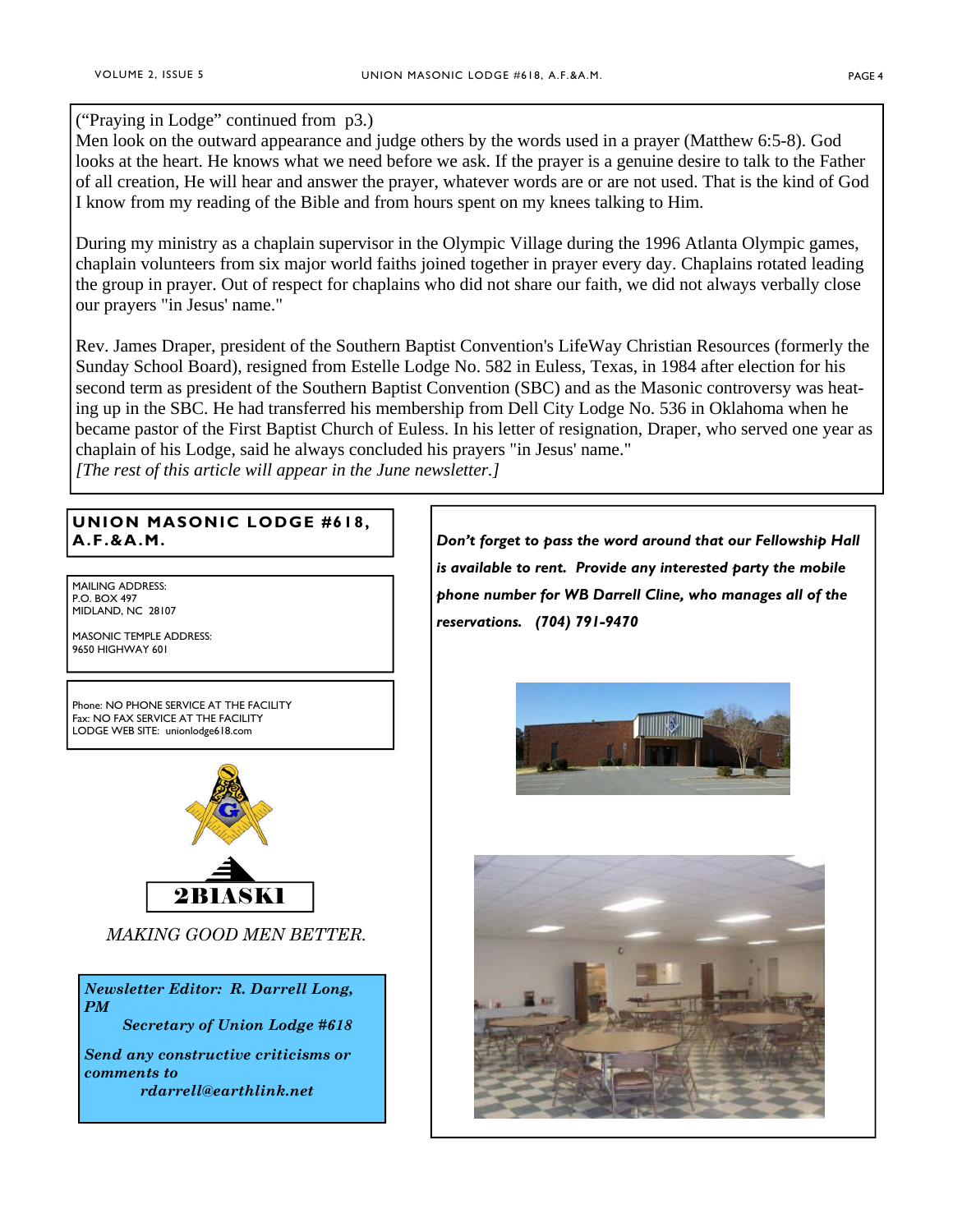("Praying in Lodge" continued from p3.)
Men look on the outward appearance and judge others by the words used in a prayer (Matthew 6:5-8). God looks at the heart. He knows what we need before we ask. If the prayer is a genuine desire to talk to the Father of all creation, He will hear and answer the prayer, whatever words are or are not used. That is the kind of God I know from my reading of the Bible and from hours spent on my knees talking to Him.

During my ministry as a chaplain supervisor in the Olympic Village during the 1996 Atlanta Olympic games, chaplain volunteers from six major world faiths joined together in prayer every day. Chaplains rotated leading the group in prayer. Out of respect for chaplains who did not share our faith, we did not always verbally close our prayers "in Jesus' name."

Rev. James Draper, president of the Southern Baptist Convention's LifeWay Christian Resources (formerly the Sunday School Board), resigned from Estelle Lodge No. 582 in Euless, Texas, in 1984 after election for his second term as president of the Southern Baptist Convention (SBC) and as the Masonic controversy was heating up in the SBC. He had transferred his membership from Dell City Lodge No. 536 in Oklahoma when he became pastor of the First Baptist Church of Euless. In his letter of resignation, Draper, who served one year as chaplain of his Lodge, said he always concluded his prayers "in Jesus' name."
*[The rest of this article will appear in the June newsletter.]*

## UNION MASONIC LODGE #618, A.F.&A.M.

MAILING ADDRESS:
P.O. BOX 497
MIDLAND, NC 28107

MASONIC TEMPLE ADDRESS:
9650 HIGHWAY 601

Phone: NO PHONE SERVICE AT THE FACILITY
Fax: NO FAX SERVICE AT THE FACILITY
LODGE WEB SITE: unionlodge618.com

2B1ASK1

*MAKING GOOD MEN BETTER.*

***Newsletter Editor: R. Darrell Long, PM***
***Secretary of Union Lodge #618***

***Send any constructive criticisms or comments to***
***rdarrell@earthlink.net***

***Don't forget to pass the word around that our Fellowship Hall is available to rent. Provide any interested party the mobile phone number for WB Darrell Cline, who manages all of the reservations. (704) 791-9470***